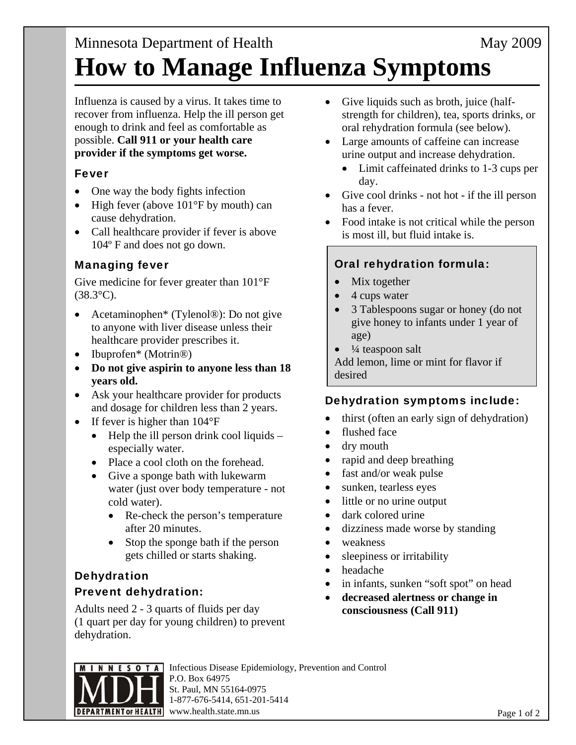Minnesota Department of Health May 2009

# How to Manage Influenza Symptoms

Influenza is caused by a virus. It takes time to recover from influenza. Help the ill person get enough to drink and feel as comfortable as possible. **Call 911 or your health care provider if the symptoms get worse.**

### Fever

- One way the body fights infection
- High fever (above 101°F by mouth) can cause dehydration.
- Call healthcare provider if fever is above 104º F and does not go down.

### Managing fever

Give medicine for fever greater than 101°F (38.3°C).

- Acetaminophen* (Tylenol®): Do not give to anyone with liver disease unless their healthcare provider prescribes it.
- Ibuprofen* (Motrin®)
- **Do not give aspirin to anyone less than 18 years old.**
- Ask your healthcare provider for products and dosage for children less than 2 years.
- If fever is higher than 104°F
  - Help the ill person drink cool liquids – especially water.
  - Place a cool cloth on the forehead.
  - Give a sponge bath with lukewarm water (just over body temperature - not cold water).
    - Re-check the person's temperature after 20 minutes.
    - Stop the sponge bath if the person gets chilled or starts shaking.

### Dehydration

### Prevent dehydration:

Adults need 2 - 3 quarts of fluids per day (1 quart per day for young children) to prevent dehydration.

- Give liquids such as broth, juice (half-strength for children), tea, sports drinks, or oral rehydration formula (see below).
- Large amounts of caffeine can increase urine output and increase dehydration.
  - Limit caffeinated drinks to 1-3 cups per day.
- Give cool drinks - not hot - if the ill person has a fever.
- Food intake is not critical while the person is most ill, but fluid intake is.

### Oral rehydration formula:

- Mix together
- 4 cups water
- 3 Tablespoons sugar or honey (do not give honey to infants under 1 year of age)
- ¼ teaspoon salt

Add lemon, lime or mint for flavor if desired

### Dehydration symptoms include:

- thirst (often an early sign of dehydration)
- flushed face
- dry mouth
- rapid and deep breathing
- fast and/or weak pulse
- sunken, tearless eyes
- little or no urine output
- dark colored urine
- dizziness made worse by standing
- weakness
- sleepiness or irritability
- headache
- in infants, sunken "soft spot" on head
- **decreased alertness or change in consciousness (Call 911)**

MINNESOTA MDH DEPARTMENT OF HEALTH

Infectious Disease Epidemiology, Prevention and Control
P.O. Box 64975
St. Paul, MN 55164-0975
1-877-676-5414, 651-201-5414
www.health.state.mn.us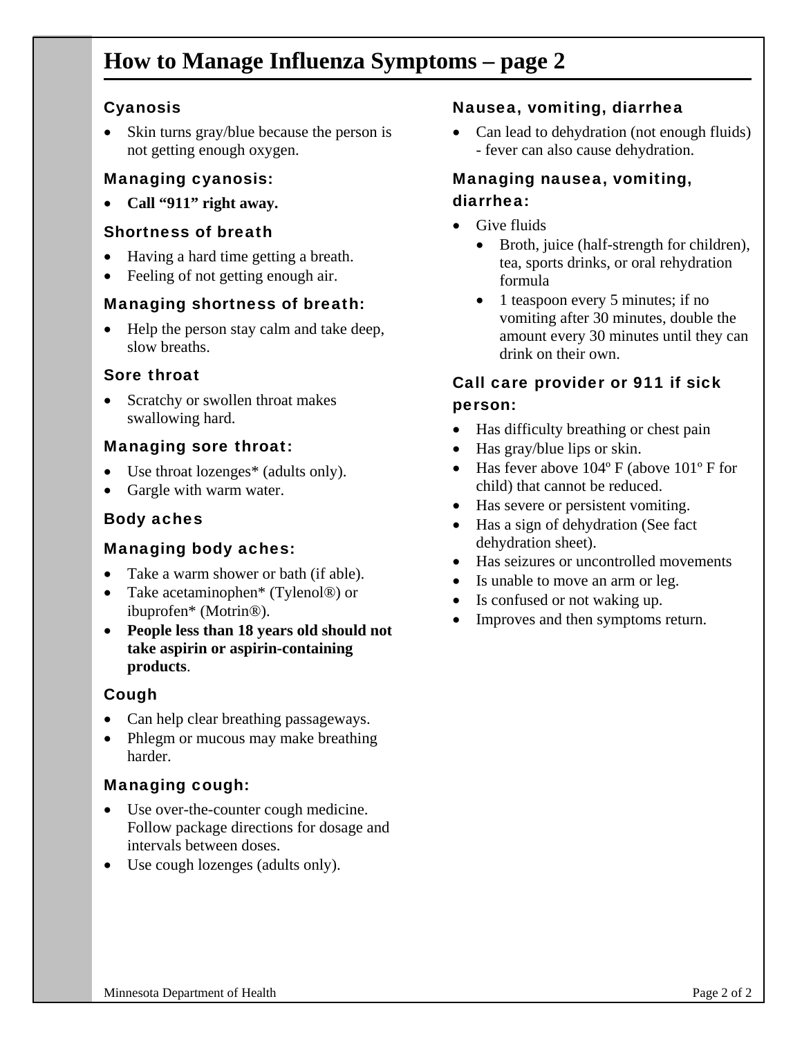# How to Manage Influenza Symptoms – page 2

### Cyanosis

- Skin turns gray/blue because the person is not getting enough oxygen.

### Managing cyanosis:

- **Call "911" right away.**

### Shortness of breath

- Having a hard time getting a breath.
- Feeling of not getting enough air.

### Managing shortness of breath:

- Help the person stay calm and take deep, slow breaths.

### Sore throat

- Scratchy or swollen throat makes swallowing hard.

### Managing sore throat:

- Use throat lozenges* (adults only).
- Gargle with warm water.

### Body aches

### Managing body aches:

- Take a warm shower or bath (if able).
- Take acetaminophen* (Tylenol®) or ibuprofen* (Motrin®).
- **People less than 18 years old should not take aspirin or aspirin-containing products**.

### Cough

- Can help clear breathing passageways.
- Phlegm or mucous may make breathing harder.

### Managing cough:

- Use over-the-counter cough medicine. Follow package directions for dosage and intervals between doses.
- Use cough lozenges (adults only).

### Nausea, vomiting, diarrhea

- Can lead to dehydration (not enough fluids) - fever can also cause dehydration.

### Managing nausea, vomiting, diarrhea:

- Give fluids
  - Broth, juice (half-strength for children), tea, sports drinks, or oral rehydration formula
  - 1 teaspoon every 5 minutes; if no vomiting after 30 minutes, double the amount every 30 minutes until they can drink on their own.

### Call care provider or 911 if sick person:

- Has difficulty breathing or chest pain
- Has gray/blue lips or skin.
- Has fever above 104º F (above 101º F for child) that cannot be reduced.
- Has severe or persistent vomiting.
- Has a sign of dehydration (See fact dehydration sheet).
- Has seizures or uncontrolled movements
- Is unable to move an arm or leg.
- Is confused or not waking up.
- Improves and then symptoms return.

Minnesota Department of Health